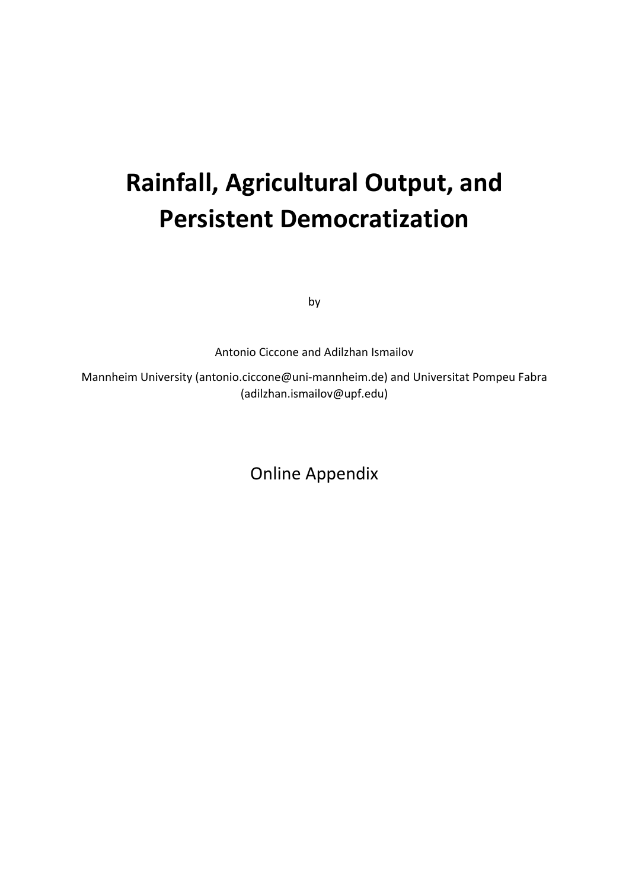# Rainfall, Agricultural Output, and Persistent Democratization

by

Antonio Ciccone and Adilzhan Ismailov

Mannheim University (antonio.ciccone@uni-mannheim.de) and Universitat Pompeu Fabra (adilzhan.ismailov@upf.edu)

Online Appendix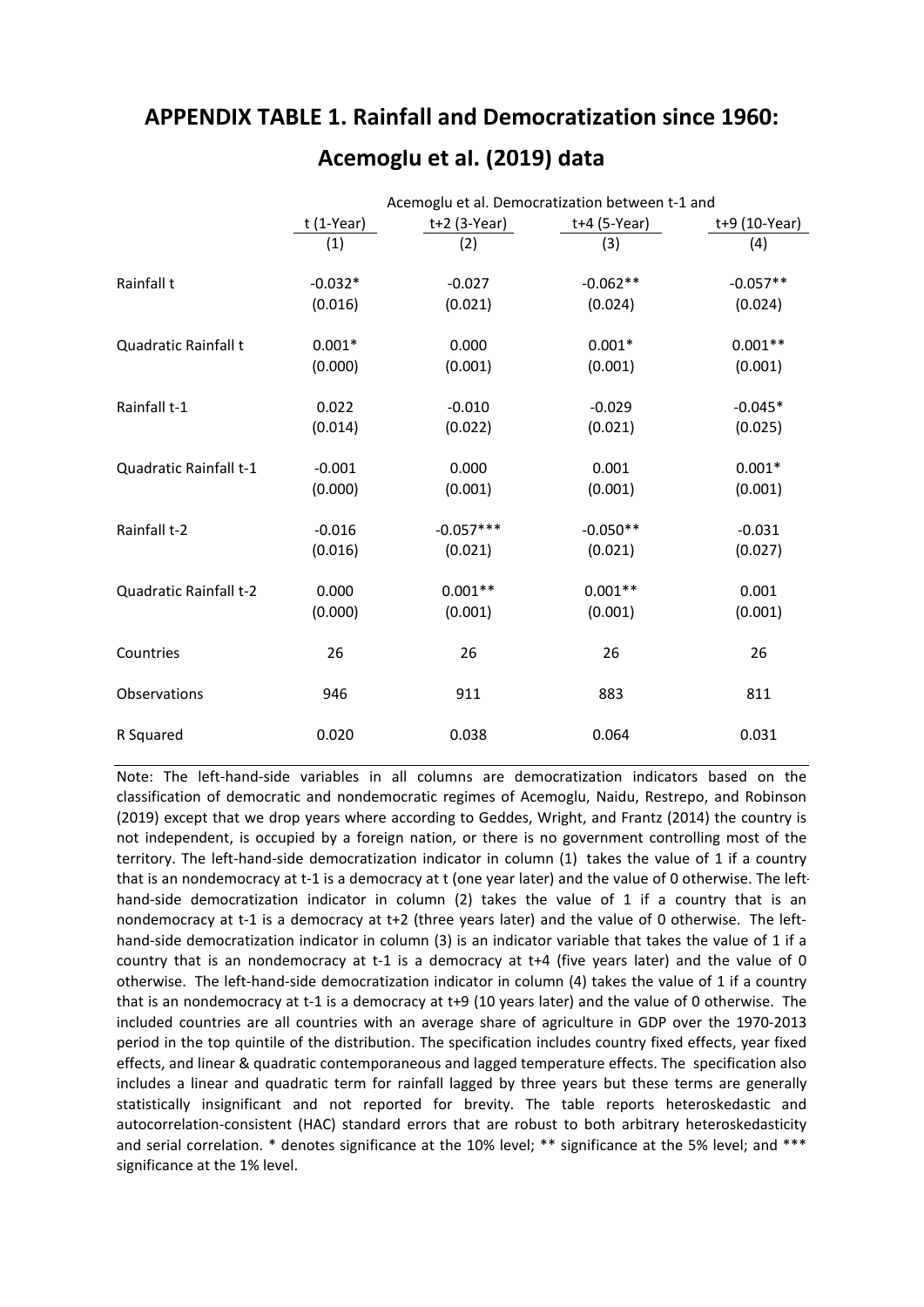# APPENDIX TABLE 1. Rainfall and Democratization since 1960: Acemoglu et al. (2019) data

| | Acemoglu et al. Democratization between t-1 and | | | |
|---|---|---|---|---|
| | t (1-Year) | t+2 (3-Year) | t+4 (5-Year) | t+9 (10-Year) |
| | (1) | (2) | (3) | (4) |
| Rainfall t | -0.032* | -0.027 | -0.062** | -0.057** |
| | (0.016) | (0.021) | (0.024) | (0.024) |
| Quadratic Rainfall t | 0.001* | 0.000 | 0.001* | 0.001** |
| | (0.000) | (0.001) | (0.001) | (0.001) |
| Rainfall t-1 | 0.022 | -0.010 | -0.029 | -0.045* |
| | (0.014) | (0.022) | (0.021) | (0.025) |
| Quadratic Rainfall t-1 | -0.001 | 0.000 | 0.001 | 0.001* |
| | (0.000) | (0.001) | (0.001) | (0.001) |
| Rainfall t-2 | -0.016 | -0.057*** | -0.050** | -0.031 |
| | (0.016) | (0.021) | (0.021) | (0.027) |
| Quadratic Rainfall t-2 | 0.000 | 0.001** | 0.001** | 0.001 |
| | (0.000) | (0.001) | (0.001) | (0.001) |
| Countries | 26 | 26 | 26 | 26 |
| Observations | 946 | 911 | 883 | 811 |
| R Squared | 0.020 | 0.038 | 0.064 | 0.031 |

Note: The left-hand-side variables in all columns are democratization indicators based on the classification of democratic and nondemocratic regimes of Acemoglu, Naidu, Restrepo, and Robinson (2019) except that we drop years where according to Geddes, Wright, and Frantz (2014) the country is not independent, is occupied by a foreign nation, or there is no government controlling most of the territory. The left-hand-side democratization indicator in column (1) takes the value of 1 if a country that is an nondemocracy at t-1 is a democracy at t (one year later) and the value of 0 otherwise. The left-hand-side democratization indicator in column (2) takes the value of 1 if a country that is an nondemocracy at t-1 is a democracy at t+2 (three years later) and the value of 0 otherwise. The left-hand-side democratization indicator in column (3) is an indicator variable that takes the value of 1 if a country that is an nondemocracy at t-1 is a democracy at t+4 (five years later) and the value of 0 otherwise. The left-hand-side democratization indicator in column (4) takes the value of 1 if a country that is an nondemocracy at t-1 is a democracy at t+9 (10 years later) and the value of 0 otherwise. The included countries are all countries with an average share of agriculture in GDP over the 1970-2013 period in the top quintile of the distribution. The specification includes country fixed effects, year fixed effects, and linear & quadratic contemporaneous and lagged temperature effects. The specification also includes a linear and quadratic term for rainfall lagged by three years but these terms are generally statistically insignificant and not reported for brevity. The table reports heteroskedastic and autocorrelation-consistent (HAC) standard errors that are robust to both arbitrary heteroskedasticity and serial correlation. * denotes significance at the 10% level; ** significance at the 5% level; and *** significance at the 1% level.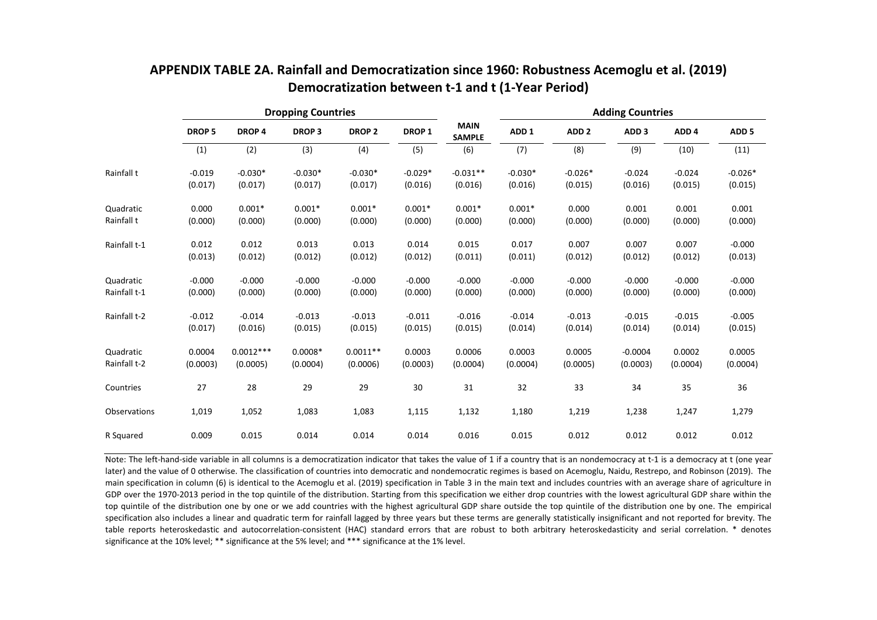## APPENDIX TABLE 2A. Rainfall and Democratization since 1960: Robustness Acemoglu et al. (2019) Democratization between t-1 and t (1-Year Period)

| | Dropping Countries | | | | | | Adding Countries | | | | |
|---|---|---|---|---|---|---|---|---|---|---|---|
| | DROP 5 | DROP 4 | DROP 3 | DROP 2 | DROP 1 | MAIN SAMPLE | ADD 1 | ADD 2 | ADD 3 | ADD 4 | ADD 5 |
| | (1) | (2) | (3) | (4) | (5) | (6) | (7) | (8) | (9) | (10) | (11) |
| Rainfall t | -0.019 | -0.030* | -0.030* | -0.030* | -0.029* | -0.031** | -0.030* | -0.026* | -0.024 | -0.024 | -0.026* |
| | (0.017) | (0.017) | (0.017) | (0.017) | (0.016) | (0.016) | (0.016) | (0.015) | (0.016) | (0.015) | (0.015) |
| Quadratic Rainfall t | 0.000 | 0.001* | 0.001* | 0.001* | 0.001* | 0.001* | 0.001* | 0.000 | 0.001 | 0.001 | 0.001 |
| | (0.000) | (0.000) | (0.000) | (0.000) | (0.000) | (0.000) | (0.000) | (0.000) | (0.000) | (0.000) | (0.000) |
| Rainfall t-1 | 0.012 | 0.012 | 0.013 | 0.013 | 0.014 | 0.015 | 0.017 | 0.007 | 0.007 | 0.007 | -0.000 |
| | (0.013) | (0.012) | (0.012) | (0.012) | (0.012) | (0.011) | (0.011) | (0.012) | (0.012) | (0.012) | (0.013) |
| Quadratic Rainfall t-1 | -0.000 | -0.000 | -0.000 | -0.000 | -0.000 | -0.000 | -0.000 | -0.000 | -0.000 | -0.000 | -0.000 |
| | (0.000) | (0.000) | (0.000) | (0.000) | (0.000) | (0.000) | (0.000) | (0.000) | (0.000) | (0.000) | (0.000) |
| Rainfall t-2 | -0.012 | -0.014 | -0.013 | -0.013 | -0.011 | -0.016 | -0.014 | -0.013 | -0.015 | -0.015 | -0.005 |
| | (0.017) | (0.016) | (0.015) | (0.015) | (0.015) | (0.015) | (0.014) | (0.014) | (0.014) | (0.014) | (0.015) |
| Quadratic Rainfall t-2 | 0.0004 | 0.0012*** | 0.0008* | 0.0011** | 0.0003 | 0.0006 | 0.0003 | 0.0005 | -0.0004 | 0.0002 | 0.0005 |
| | (0.0003) | (0.0005) | (0.0004) | (0.0006) | (0.0003) | (0.0004) | (0.0004) | (0.0005) | (0.0003) | (0.0004) | (0.0004) |
| Countries | 27 | 28 | 29 | 29 | 30 | 31 | 32 | 33 | 34 | 35 | 36 |
| Observations | 1,019 | 1,052 | 1,083 | 1,083 | 1,115 | 1,132 | 1,180 | 1,219 | 1,238 | 1,247 | 1,279 |
| R Squared | 0.009 | 0.015 | 0.014 | 0.014 | 0.014 | 0.016 | 0.015 | 0.012 | 0.012 | 0.012 | 0.012 |

Note: The left-hand-side variable in all columns is a democratization indicator that takes the value of 1 if a country that is an nondemocracy at t-1 is a democracy at t (one year later) and the value of 0 otherwise. The classification of countries into democratic and nondemocratic regimes is based on Acemoglu, Naidu, Restrepo, and Robinson (2019). The main specification in column (6) is identical to the Acemoglu et al. (2019) specification in Table 3 in the main text and includes countries with an average share of agriculture in GDP over the 1970-2013 period in the top quintile of the distribution. Starting from this specification we either drop countries with the lowest agricultural GDP share within the top quintile of the distribution one by one or we add countries with the highest agricultural GDP share outside the top quintile of the distribution one by one. The empirical specification also includes a linear and quadratic term for rainfall lagged by three years but these terms are generally statistically insignificant and not reported for brevity. The table reports heteroskedastic and autocorrelation-consistent (HAC) standard errors that are robust to both arbitrary heteroskedasticity and serial correlation. * denotes significance at the 10% level; ** significance at the 5% level; and *** significance at the 1% level.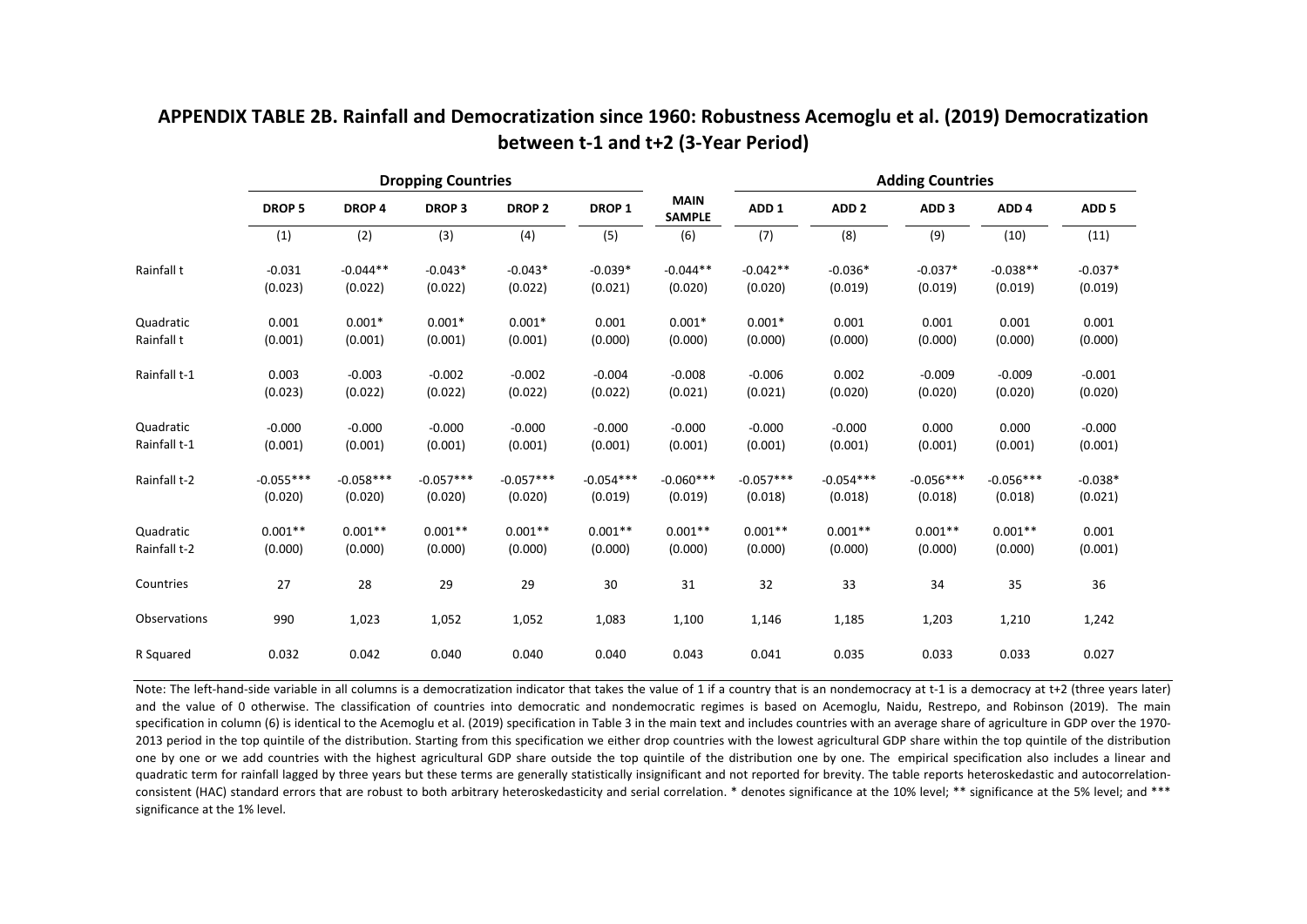## APPENDIX TABLE 2B. Rainfall and Democratization since 1960: Robustness Acemoglu et al. (2019) Democratization between t-1 and t+2 (3-Year Period)

| | Dropping Countries | | | | | | Adding Countries | | | | |
|---|---|---|---|---|---|---|---|---|---|---|---|
| | DROP 5 | DROP 4 | DROP 3 | DROP 2 | DROP 1 | MAIN SAMPLE | ADD 1 | ADD 2 | ADD 3 | ADD 4 | ADD 5 |
| | (1) | (2) | (3) | (4) | (5) | (6) | (7) | (8) | (9) | (10) | (11) |
| Rainfall t | -0.031 | -0.044** | -0.043* | -0.043* | -0.039* | -0.044** | -0.042** | -0.036* | -0.037* | -0.038** | -0.037* |
| | (0.023) | (0.022) | (0.022) | (0.022) | (0.021) | (0.020) | (0.020) | (0.019) | (0.019) | (0.019) | (0.019) |
| Quadratic Rainfall t | 0.001 | 0.001* | 0.001* | 0.001* | 0.001 | 0.001* | 0.001* | 0.001 | 0.001 | 0.001 | 0.001 |
| | (0.001) | (0.001) | (0.001) | (0.001) | (0.000) | (0.000) | (0.000) | (0.000) | (0.000) | (0.000) | (0.000) |
| Rainfall t-1 | 0.003 | -0.003 | -0.002 | -0.002 | -0.004 | -0.008 | -0.006 | 0.002 | -0.009 | -0.009 | -0.001 |
| | (0.023) | (0.022) | (0.022) | (0.022) | (0.022) | (0.021) | (0.021) | (0.020) | (0.020) | (0.020) | (0.020) |
| Quadratic Rainfall t-1 | -0.000 | -0.000 | -0.000 | -0.000 | -0.000 | -0.000 | -0.000 | -0.000 | 0.000 | 0.000 | -0.000 |
| | (0.001) | (0.001) | (0.001) | (0.001) | (0.001) | (0.001) | (0.001) | (0.001) | (0.001) | (0.001) | (0.001) |
| Rainfall t-2 | -0.055*** | -0.058*** | -0.057*** | -0.057*** | -0.054*** | -0.060*** | -0.057*** | -0.054*** | -0.056*** | -0.056*** | -0.038* |
| | (0.020) | (0.020) | (0.020) | (0.020) | (0.019) | (0.019) | (0.018) | (0.018) | (0.018) | (0.018) | (0.021) |
| Quadratic Rainfall t-2 | 0.001** | 0.001** | 0.001** | 0.001** | 0.001** | 0.001** | 0.001** | 0.001** | 0.001** | 0.001** | 0.001 |
| | (0.000) | (0.000) | (0.000) | (0.000) | (0.000) | (0.000) | (0.000) | (0.000) | (0.000) | (0.000) | (0.001) |
| Countries | 27 | 28 | 29 | 29 | 30 | 31 | 32 | 33 | 34 | 35 | 36 |
| Observations | 990 | 1,023 | 1,052 | 1,052 | 1,083 | 1,100 | 1,146 | 1,185 | 1,203 | 1,210 | 1,242 |
| R Squared | 0.032 | 0.042 | 0.040 | 0.040 | 0.040 | 0.043 | 0.041 | 0.035 | 0.033 | 0.033 | 0.027 |

Note: The left-hand-side variable in all columns is a democratization indicator that takes the value of 1 if a country that is an nondemocracy at t-1 is a democracy at t+2 (three years later) and the value of 0 otherwise. The classification of countries into democratic and nondemocratic regimes is based on Acemoglu, Naidu, Restrepo, and Robinson (2019). The main specification in column (6) is identical to the Acemoglu et al. (2019) specification in Table 3 in the main text and includes countries with an average share of agriculture in GDP over the 1970-2013 period in the top quintile of the distribution. Starting from this specification we either drop countries with the lowest agricultural GDP share within the top quintile of the distribution one by one or we add countries with the highest agricultural GDP share outside the top quintile of the distribution one by one. The empirical specification also includes a linear and quadratic term for rainfall lagged by three years but these terms are generally statistically insignificant and not reported for brevity. The table reports heteroskedastic and autocorrelation-consistent (HAC) standard errors that are robust to both arbitrary heteroskedasticity and serial correlation. * denotes significance at the 10% level; ** significance at the 5% level; and *** significance at the 1% level.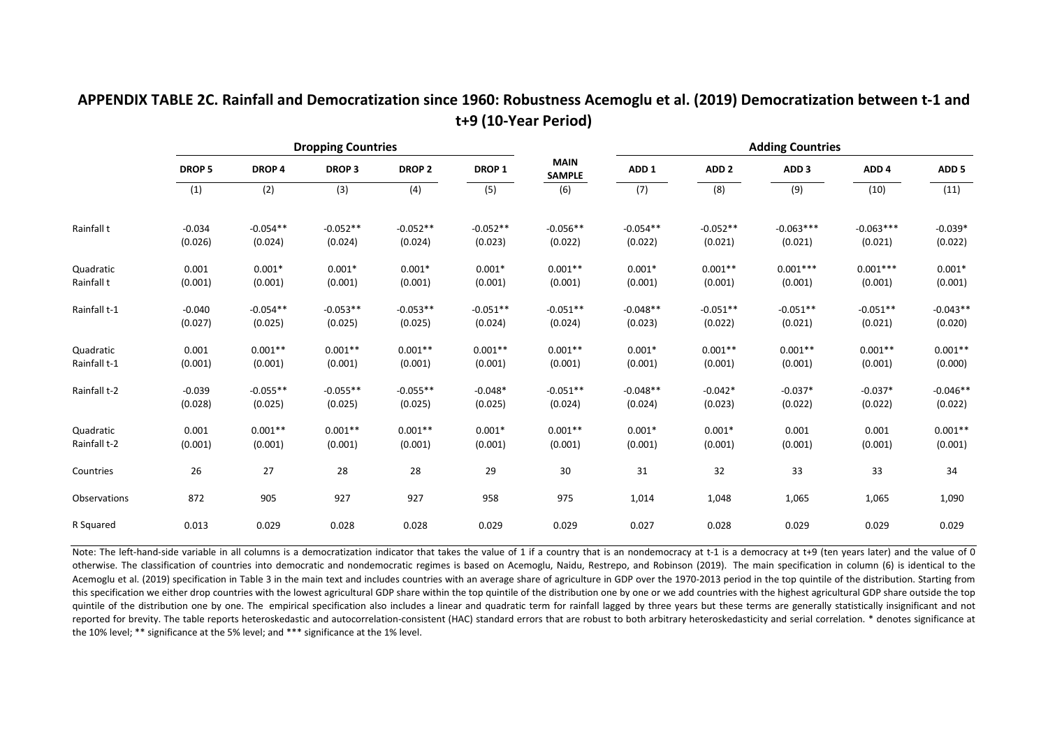## APPENDIX TABLE 2C. Rainfall and Democratization since 1960: Robustness Acemoglu et al. (2019) Democratization between t-1 and t+9 (10-Year Period)

| | Dropping Countries | | | | | | Adding Countries | | | | |
|---|---|---|---|---|---|---|---|---|---|---|---|
| | DROP 5 | DROP 4 | DROP 3 | DROP 2 | DROP 1 | MAIN SAMPLE | ADD 1 | ADD 2 | ADD 3 | ADD 4 | ADD 5 |
| | (1) | (2) | (3) | (4) | (5) | (6) | (7) | (8) | (9) | (10) | (11) |
| Rainfall t | -0.034 | -0.054** | -0.052** | -0.052** | -0.052** | -0.056** | -0.054** | -0.052** | -0.063*** | -0.063*** | -0.039* |
| | (0.026) | (0.024) | (0.024) | (0.024) | (0.023) | (0.022) | (0.022) | (0.021) | (0.021) | (0.021) | (0.022) |
| Quadratic Rainfall t | 0.001 | 0.001* | 0.001* | 0.001* | 0.001* | 0.001** | 0.001* | 0.001** | 0.001*** | 0.001*** | 0.001* |
| | (0.001) | (0.001) | (0.001) | (0.001) | (0.001) | (0.001) | (0.001) | (0.001) | (0.001) | (0.001) | (0.001) |
| Rainfall t-1 | -0.040 | -0.054** | -0.053** | -0.053** | -0.051** | -0.051** | -0.048** | -0.051** | -0.051** | -0.051** | -0.043** |
| | (0.027) | (0.025) | (0.025) | (0.025) | (0.024) | (0.024) | (0.023) | (0.022) | (0.021) | (0.021) | (0.020) |
| Quadratic Rainfall t-1 | 0.001 | 0.001** | 0.001** | 0.001** | 0.001** | 0.001** | 0.001* | 0.001** | 0.001** | 0.001** | 0.001** |
| | (0.001) | (0.001) | (0.001) | (0.001) | (0.001) | (0.001) | (0.001) | (0.001) | (0.001) | (0.001) | (0.000) |
| Rainfall t-2 | -0.039 | -0.055** | -0.055** | -0.055** | -0.048* | -0.051** | -0.048** | -0.042* | -0.037* | -0.037* | -0.046** |
| | (0.028) | (0.025) | (0.025) | (0.025) | (0.025) | (0.024) | (0.024) | (0.023) | (0.022) | (0.022) | (0.022) |
| Quadratic Rainfall t-2 | 0.001 | 0.001** | 0.001** | 0.001** | 0.001* | 0.001** | 0.001* | 0.001* | 0.001 | 0.001 | 0.001** |
| | (0.001) | (0.001) | (0.001) | (0.001) | (0.001) | (0.001) | (0.001) | (0.001) | (0.001) | (0.001) | (0.001) |
| Countries | 26 | 27 | 28 | 28 | 29 | 30 | 31 | 32 | 33 | 33 | 34 |
| Observations | 872 | 905 | 927 | 927 | 958 | 975 | 1,014 | 1,048 | 1,065 | 1,065 | 1,090 |
| R Squared | 0.013 | 0.029 | 0.028 | 0.028 | 0.029 | 0.029 | 0.027 | 0.028 | 0.029 | 0.029 | 0.029 |

Note: The left-hand-side variable in all columns is a democratization indicator that takes the value of 1 if a country that is an nondemocracy at t-1 is a democracy at t+9 (ten years later) and the value of 0 otherwise. The classification of countries into democratic and nondemocratic regimes is based on Acemoglu, Naidu, Restrepo, and Robinson (2019). The main specification in column (6) is identical to the Acemoglu et al. (2019) specification in Table 3 in the main text and includes countries with an average share of agriculture in GDP over the 1970-2013 period in the top quintile of the distribution. Starting from this specification we either drop countries with the lowest agricultural GDP share within the top quintile of the distribution one by one or we add countries with the highest agricultural GDP share outside the top quintile of the distribution one by one. The empirical specification also includes a linear and quadratic term for rainfall lagged by three years but these terms are generally statistically insignificant and not reported for brevity. The table reports heteroskedastic and autocorrelation-consistent (HAC) standard errors that are robust to both arbitrary heteroskedasticity and serial correlation. * denotes significance at the 10% level; ** significance at the 5% level; and *** significance at the 1% level.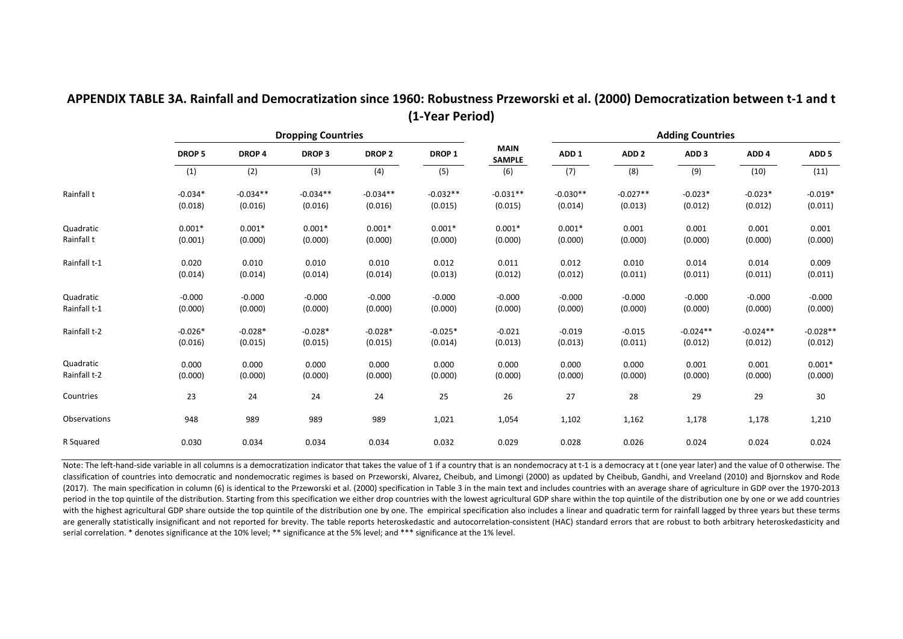# APPENDIX TABLE 3A. Rainfall and Democratization since 1960: Robustness Przeworski et al. (2000) Democratization between t-1 and t (1-Year Period)

| | Dropping Countries | | | | | | Adding Countries | | | | |
|---|---|---|---|---|---|---|---|---|---|---|---|
| | DROP 5 | DROP 4 | DROP 3 | DROP 2 | DROP 1 | MAIN SAMPLE | ADD 1 | ADD 2 | ADD 3 | ADD 4 | ADD 5 |
| | (1) | (2) | (3) | (4) | (5) | (6) | (7) | (8) | (9) | (10) | (11) |
| Rainfall t | -0.034* | -0.034** | -0.034** | -0.034** | -0.032** | -0.031** | -0.030** | -0.027** | -0.023* | -0.023* | -0.019* |
| | (0.018) | (0.016) | (0.016) | (0.016) | (0.015) | (0.015) | (0.014) | (0.013) | (0.012) | (0.012) | (0.011) |
| Quadratic Rainfall t | 0.001* | 0.001* | 0.001* | 0.001* | 0.001* | 0.001* | 0.001* | 0.001 | 0.001 | 0.001 | 0.001 |
| | (0.001) | (0.000) | (0.000) | (0.000) | (0.000) | (0.000) | (0.000) | (0.000) | (0.000) | (0.000) | (0.000) |
| Rainfall t-1 | 0.020 | 0.010 | 0.010 | 0.010 | 0.012 | 0.011 | 0.012 | 0.010 | 0.014 | 0.014 | 0.009 |
| | (0.014) | (0.014) | (0.014) | (0.014) | (0.013) | (0.012) | (0.012) | (0.011) | (0.011) | (0.011) | (0.011) |
| Quadratic Rainfall t-1 | -0.000 | -0.000 | -0.000 | -0.000 | -0.000 | -0.000 | -0.000 | -0.000 | -0.000 | -0.000 | -0.000 |
| | (0.000) | (0.000) | (0.000) | (0.000) | (0.000) | (0.000) | (0.000) | (0.000) | (0.000) | (0.000) | (0.000) |
| Rainfall t-2 | -0.026* | -0.028* | -0.028* | -0.028* | -0.025* | -0.021 | -0.019 | -0.015 | -0.024** | -0.024** | -0.028** |
| | (0.016) | (0.015) | (0.015) | (0.015) | (0.014) | (0.013) | (0.013) | (0.011) | (0.012) | (0.012) | (0.012) |
| Quadratic Rainfall t-2 | 0.000 | 0.000 | 0.000 | 0.000 | 0.000 | 0.000 | 0.000 | 0.000 | 0.001 | 0.001 | 0.001* |
| | (0.000) | (0.000) | (0.000) | (0.000) | (0.000) | (0.000) | (0.000) | (0.000) | (0.000) | (0.000) | (0.000) |
| Countries | 23 | 24 | 24 | 24 | 25 | 26 | 27 | 28 | 29 | 29 | 30 |
| Observations | 948 | 989 | 989 | 989 | 1,021 | 1,054 | 1,102 | 1,162 | 1,178 | 1,178 | 1,210 |
| R Squared | 0.030 | 0.034 | 0.034 | 0.034 | 0.032 | 0.029 | 0.028 | 0.026 | 0.024 | 0.024 | 0.024 |

Note: The left-hand-side variable in all columns is a democratization indicator that takes the value of 1 if a country that is an nondemocracy at t-1 is a democracy at t (one year later) and the value of 0 otherwise. The classification of countries into democratic and nondemocratic regimes is based on Przeworski, Alvarez, Cheibub, and Limongi (2000) as updated by Cheibub, Gandhi, and Vreeland (2010) and Bjornskov and Rode (2017). The main specification in column (6) is identical to the Przeworski et al. (2000) specification in Table 3 in the main text and includes countries with an average share of agriculture in GDP over the 1970-2013 period in the top quintile of the distribution. Starting from this specification we either drop countries with the lowest agricultural GDP share within the top quintile of the distribution one by one or we add countries with the highest agricultural GDP share outside the top quintile of the distribution one by one. The empirical specification also includes a linear and quadratic term for rainfall lagged by three years but these terms are generally statistically insignificant and not reported for brevity. The table reports heteroskedastic and autocorrelation-consistent (HAC) standard errors that are robust to both arbitrary heteroskedasticity and serial correlation. * denotes significance at the 10% level; ** significance at the 5% level; and *** significance at the 1% level.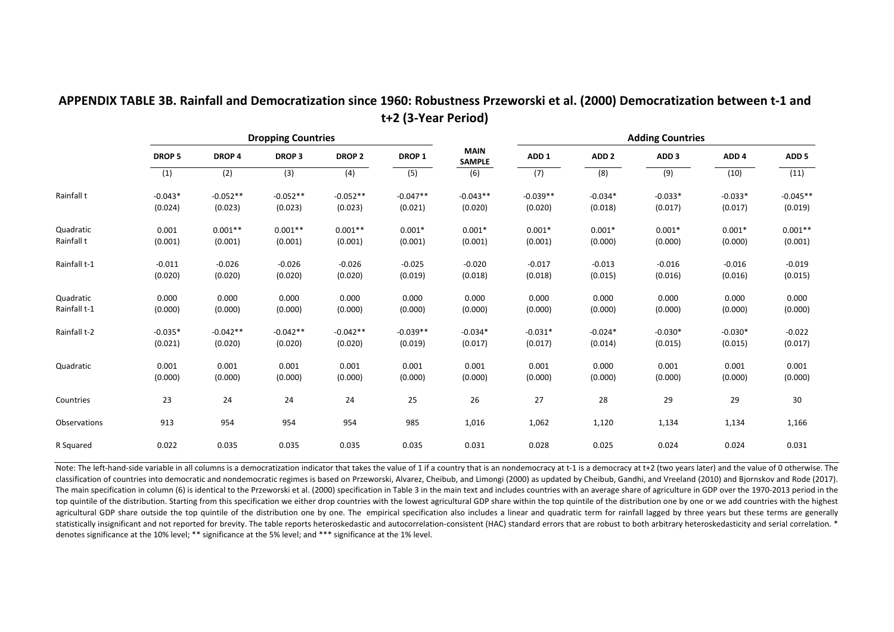## APPENDIX TABLE 3B. Rainfall and Democratization since 1960: Robustness Przeworski et al. (2000) Democratization between t-1 and t+2 (3-Year Period)

| | Dropping Countries | | | | | | Adding Countries | | | | |
|---|---|---|---|---|---|---|---|---|---|---|---|
| | **DROP 5** | **DROP 4** | **DROP 3** | **DROP 2** | **DROP 1** | **MAIN SAMPLE** | **ADD 1** | **ADD 2** | **ADD 3** | **ADD 4** | **ADD 5** |
| | (1) | (2) | (3) | (4) | (5) | (6) | (7) | (8) | (9) | (10) | (11) |
| Rainfall t | -0.043* | -0.052** | -0.052** | -0.052** | -0.047** | -0.043** | -0.039** | -0.034* | -0.033* | -0.033* | -0.045** |
| | (0.024) | (0.023) | (0.023) | (0.023) | (0.021) | (0.020) | (0.020) | (0.018) | (0.017) | (0.017) | (0.019) |
| Quadratic Rainfall t | 0.001 | 0.001** | 0.001** | 0.001** | 0.001* | 0.001* | 0.001* | 0.001* | 0.001* | 0.001* | 0.001** |
| | (0.001) | (0.001) | (0.001) | (0.001) | (0.001) | (0.001) | (0.001) | (0.000) | (0.000) | (0.000) | (0.001) |
| Rainfall t-1 | -0.011 | -0.026 | -0.026 | -0.026 | -0.025 | -0.020 | -0.017 | -0.013 | -0.016 | -0.016 | -0.019 |
| | (0.020) | (0.020) | (0.020) | (0.020) | (0.019) | (0.018) | (0.018) | (0.015) | (0.016) | (0.016) | (0.015) |
| Quadratic Rainfall t-1 | 0.000 | 0.000 | 0.000 | 0.000 | 0.000 | 0.000 | 0.000 | 0.000 | 0.000 | 0.000 | 0.000 |
| | (0.000) | (0.000) | (0.000) | (0.000) | (0.000) | (0.000) | (0.000) | (0.000) | (0.000) | (0.000) | (0.000) |
| Rainfall t-2 | -0.035* | -0.042** | -0.042** | -0.042** | -0.039** | -0.034* | -0.031* | -0.024* | -0.030* | -0.030* | -0.022 |
| | (0.021) | (0.020) | (0.020) | (0.020) | (0.019) | (0.017) | (0.017) | (0.014) | (0.015) | (0.015) | (0.017) |
| Quadratic | 0.001 | 0.001 | 0.001 | 0.001 | 0.001 | 0.001 | 0.001 | 0.000 | 0.001 | 0.001 | 0.001 |
| | (0.000) | (0.000) | (0.000) | (0.000) | (0.000) | (0.000) | (0.000) | (0.000) | (0.000) | (0.000) | (0.000) |
| Countries | 23 | 24 | 24 | 24 | 25 | 26 | 27 | 28 | 29 | 29 | 30 |
| Observations | 913 | 954 | 954 | 954 | 985 | 1,016 | 1,062 | 1,120 | 1,134 | 1,134 | 1,166 |
| R Squared | 0.022 | 0.035 | 0.035 | 0.035 | 0.035 | 0.031 | 0.028 | 0.025 | 0.024 | 0.024 | 0.031 |

Note: The left-hand-side variable in all columns is a democratization indicator that takes the value of 1 if a country that is an nondemocracy at t-1 is a democracy at t+2 (two years later) and the value of 0 otherwise. The classification of countries into democratic and nondemocratic regimes is based on Przeworski, Alvarez, Cheibub, and Limongi (2000) as updated by Cheibub, Gandhi, and Vreeland (2010) and Bjornskov and Rode (2017). The main specification in column (6) is identical to the Przeworski et al. (2000) specification in Table 3 in the main text and includes countries with an average share of agriculture in GDP over the 1970-2013 period in the top quintile of the distribution. Starting from this specification we either drop countries with the lowest agricultural GDP share within the top quintile of the distribution one by one or we add countries with the highest agricultural GDP share outside the top quintile of the distribution one by one. The empirical specification also includes a linear and quadratic term for rainfall lagged by three years but these terms are generally statistically insignificant and not reported for brevity. The table reports heteroskedastic and autocorrelation-consistent (HAC) standard errors that are robust to both arbitrary heteroskedasticity and serial correlation. * denotes significance at the 10% level; ** significance at the 5% level; and *** significance at the 1% level.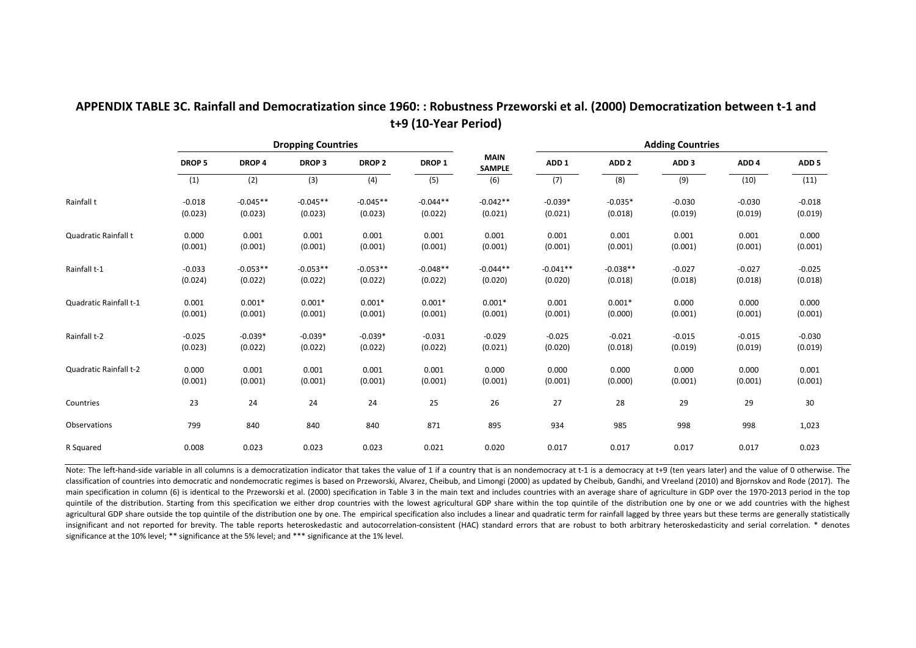## APPENDIX TABLE 3C. Rainfall and Democratization since 1960: : Robustness Przeworski et al. (2000) Democratization between t-1 and t+9 (10-Year Period)

| | Dropping Countries | | | | | | Adding Countries | | | | |
|---|---|---|---|---|---|---|---|---|---|---|---|
| | DROP 5 | DROP 4 | DROP 3 | DROP 2 | DROP 1 | MAIN SAMPLE | ADD 1 | ADD 2 | ADD 3 | ADD 4 | ADD 5 |
| | (1) | (2) | (3) | (4) | (5) | (6) | (7) | (8) | (9) | (10) | (11) |
| Rainfall t | -0.018 | -0.045** | -0.045** | -0.045** | -0.044** | -0.042** | -0.039* | -0.035* | -0.030 | -0.030 | -0.018 |
| | (0.023) | (0.023) | (0.023) | (0.023) | (0.022) | (0.021) | (0.021) | (0.018) | (0.019) | (0.019) | (0.019) |
| Quadratic Rainfall t | 0.000 | 0.001 | 0.001 | 0.001 | 0.001 | 0.001 | 0.001 | 0.001 | 0.001 | 0.001 | 0.000 |
| | (0.001) | (0.001) | (0.001) | (0.001) | (0.001) | (0.001) | (0.001) | (0.001) | (0.001) | (0.001) | (0.001) |
| Rainfall t-1 | -0.033 | -0.053** | -0.053** | -0.053** | -0.048** | -0.044** | -0.041** | -0.038** | -0.027 | -0.027 | -0.025 |
| | (0.024) | (0.022) | (0.022) | (0.022) | (0.022) | (0.020) | (0.020) | (0.018) | (0.018) | (0.018) | (0.018) |
| Quadratic Rainfall t-1 | 0.001 | 0.001* | 0.001* | 0.001* | 0.001* | 0.001* | 0.001 | 0.001* | 0.000 | 0.000 | 0.000 |
| | (0.001) | (0.001) | (0.001) | (0.001) | (0.001) | (0.001) | (0.001) | (0.000) | (0.001) | (0.001) | (0.001) |
| Rainfall t-2 | -0.025 | -0.039* | -0.039* | -0.039* | -0.031 | -0.029 | -0.025 | -0.021 | -0.015 | -0.015 | -0.030 |
| | (0.023) | (0.022) | (0.022) | (0.022) | (0.022) | (0.021) | (0.020) | (0.018) | (0.019) | (0.019) | (0.019) |
| Quadratic Rainfall t-2 | 0.000 | 0.001 | 0.001 | 0.001 | 0.001 | 0.000 | 0.000 | 0.000 | 0.000 | 0.000 | 0.001 |
| | (0.001) | (0.001) | (0.001) | (0.001) | (0.001) | (0.001) | (0.001) | (0.000) | (0.001) | (0.001) | (0.001) |
| Countries | 23 | 24 | 24 | 24 | 25 | 26 | 27 | 28 | 29 | 29 | 30 |
| Observations | 799 | 840 | 840 | 840 | 871 | 895 | 934 | 985 | 998 | 998 | 1,023 |
| R Squared | 0.008 | 0.023 | 0.023 | 0.023 | 0.021 | 0.020 | 0.017 | 0.017 | 0.017 | 0.017 | 0.023 |

Note: The left-hand-side variable in all columns is a democratization indicator that takes the value of 1 if a country that is an nondemocracy at t-1 is a democracy at t+9 (ten years later) and the value of 0 otherwise. The classification of countries into democratic and nondemocratic regimes is based on Przeworski, Alvarez, Cheibub, and Limongi (2000) as updated by Cheibub, Gandhi, and Vreeland (2010) and Bjornskov and Rode (2017). The main specification in column (6) is identical to the Przeworski et al. (2000) specification in Table 3 in the main text and includes countries with an average share of agriculture in GDP over the 1970-2013 period in the top quintile of the distribution. Starting from this specification we either drop countries with the lowest agricultural GDP share within the top quintile of the distribution one by one or we add countries with the highest agricultural GDP share outside the top quintile of the distribution one by one. The empirical specification also includes a linear and quadratic term for rainfall lagged by three years but these terms are generally statistically insignificant and not reported for brevity. The table reports heteroskedastic and autocorrelation-consistent (HAC) standard errors that are robust to both arbitrary heteroskedasticity and serial correlation. * denotes significance at the 10% level; ** significance at the 5% level; and *** significance at the 1% level.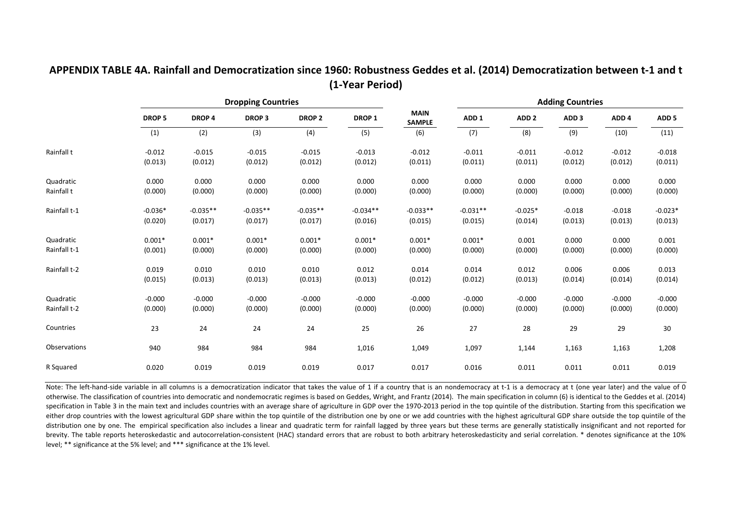**APPENDIX TABLE 4A. Rainfall and Democratization since 1960: Robustness Geddes et al. (2014) Democratization between t-1 and t (1-Year Period)**

| | Dropping Countries | | | | | | Adding Countries | | | | |
|---|---|---|---|---|---|---|---|---|---|---|---|
| | DROP 5 | DROP 4 | DROP 3 | DROP 2 | DROP 1 | MAIN SAMPLE | ADD 1 | ADD 2 | ADD 3 | ADD 4 | ADD 5 |
| | (1) | (2) | (3) | (4) | (5) | (6) | (7) | (8) | (9) | (10) | (11) |
| Rainfall t | -0.012 | -0.015 | -0.015 | -0.015 | -0.013 | -0.012 | -0.011 | -0.011 | -0.012 | -0.012 | -0.018 |
| | (0.013) | (0.012) | (0.012) | (0.012) | (0.012) | (0.011) | (0.011) | (0.011) | (0.012) | (0.012) | (0.011) |
| Quadratic Rainfall t | 0.000 | 0.000 | 0.000 | 0.000 | 0.000 | 0.000 | 0.000 | 0.000 | 0.000 | 0.000 | 0.000 |
| | (0.000) | (0.000) | (0.000) | (0.000) | (0.000) | (0.000) | (0.000) | (0.000) | (0.000) | (0.000) | (0.000) |
| Rainfall t-1 | -0.036* | -0.035** | -0.035** | -0.035** | -0.034** | -0.033** | -0.031** | -0.025* | -0.018 | -0.018 | -0.023* |
| | (0.020) | (0.017) | (0.017) | (0.017) | (0.016) | (0.015) | (0.015) | (0.014) | (0.013) | (0.013) | (0.013) |
| Quadratic Rainfall t-1 | 0.001* | 0.001* | 0.001* | 0.001* | 0.001* | 0.001* | 0.001* | 0.001 | 0.000 | 0.000 | 0.001 |
| | (0.001) | (0.000) | (0.000) | (0.000) | (0.000) | (0.000) | (0.000) | (0.000) | (0.000) | (0.000) | (0.000) |
| Rainfall t-2 | 0.019 | 0.010 | 0.010 | 0.010 | 0.012 | 0.014 | 0.014 | 0.012 | 0.006 | 0.006 | 0.013 |
| | (0.015) | (0.013) | (0.013) | (0.013) | (0.013) | (0.012) | (0.012) | (0.013) | (0.014) | (0.014) | (0.014) |
| Quadratic Rainfall t-2 | -0.000 | -0.000 | -0.000 | -0.000 | -0.000 | -0.000 | -0.000 | -0.000 | -0.000 | -0.000 | -0.000 |
| | (0.000) | (0.000) | (0.000) | (0.000) | (0.000) | (0.000) | (0.000) | (0.000) | (0.000) | (0.000) | (0.000) |
| Countries | 23 | 24 | 24 | 24 | 25 | 26 | 27 | 28 | 29 | 29 | 30 |
| Observations | 940 | 984 | 984 | 984 | 1,016 | 1,049 | 1,097 | 1,144 | 1,163 | 1,163 | 1,208 |
| R Squared | 0.020 | 0.019 | 0.019 | 0.019 | 0.017 | 0.017 | 0.016 | 0.011 | 0.011 | 0.011 | 0.019 |

Note: The left-hand-side variable in all columns is a democratization indicator that takes the value of 1 if a country that is an nondemocracy at t-1 is a democracy at t (one year later) and the value of 0 otherwise. The classification of countries into democratic and nondemocratic regimes is based on Geddes, Wright, and Frantz (2014). The main specification in column (6) is identical to the Geddes et al. (2014) specification in Table 3 in the main text and includes countries with an average share of agriculture in GDP over the 1970-2013 period in the top quintile of the distribution. Starting from this specification we either drop countries with the lowest agricultural GDP share within the top quintile of the distribution one by one or we add countries with the highest agricultural GDP share outside the top quintile of the distribution one by one. The empirical specification also includes a linear and quadratic term for rainfall lagged by three years but these terms are generally statistically insignificant and not reported for brevity. The table reports heteroskedastic and autocorrelation-consistent (HAC) standard errors that are robust to both arbitrary heteroskedasticity and serial correlation. * denotes significance at the 10% level; ** significance at the 5% level; and *** significance at the 1% level.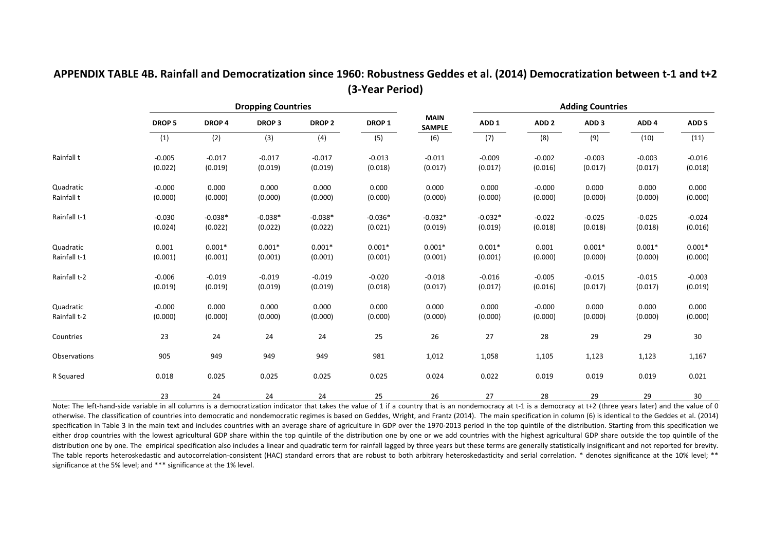## APPENDIX TABLE 4B. Rainfall and Democratization since 1960: Robustness Geddes et al. (2014) Democratization between t-1 and t+2 (3-Year Period)

| | Dropping Countries | | | | | | Adding Countries | | | | |
|---|---|---|---|---|---|---|---|---|---|---|---|
| | DROP 5 | DROP 4 | DROP 3 | DROP 2 | DROP 1 | MAIN SAMPLE | ADD 1 | ADD 2 | ADD 3 | ADD 4 | ADD 5 |
| | (1) | (2) | (3) | (4) | (5) | (6) | (7) | (8) | (9) | (10) | (11) |
| Rainfall t | -0.005 | -0.017 | -0.017 | -0.017 | -0.013 | -0.011 | -0.009 | -0.002 | -0.003 | -0.003 | -0.016 |
| | (0.022) | (0.019) | (0.019) | (0.019) | (0.018) | (0.017) | (0.017) | (0.016) | (0.017) | (0.017) | (0.018) |
| Quadratic Rainfall t | -0.000 | 0.000 | 0.000 | 0.000 | 0.000 | 0.000 | 0.000 | -0.000 | 0.000 | 0.000 | 0.000 |
| | (0.000) | (0.000) | (0.000) | (0.000) | (0.000) | (0.000) | (0.000) | (0.000) | (0.000) | (0.000) | (0.000) |
| Rainfall t-1 | -0.030 | -0.038* | -0.038* | -0.038* | -0.036* | -0.032* | -0.032* | -0.022 | -0.025 | -0.025 | -0.024 |
| | (0.024) | (0.022) | (0.022) | (0.022) | (0.021) | (0.019) | (0.019) | (0.018) | (0.018) | (0.018) | (0.016) |
| Quadratic Rainfall t-1 | 0.001 | 0.001* | 0.001* | 0.001* | 0.001* | 0.001* | 0.001* | 0.001 | 0.001* | 0.001* | 0.001* |
| | (0.001) | (0.001) | (0.001) | (0.001) | (0.001) | (0.001) | (0.001) | (0.000) | (0.000) | (0.000) | (0.000) |
| Rainfall t-2 | -0.006 | -0.019 | -0.019 | -0.019 | -0.020 | -0.018 | -0.016 | -0.005 | -0.015 | -0.015 | -0.003 |
| | (0.019) | (0.019) | (0.019) | (0.019) | (0.018) | (0.017) | (0.017) | (0.016) | (0.017) | (0.017) | (0.019) |
| Quadratic Rainfall t-2 | -0.000 | 0.000 | 0.000 | 0.000 | 0.000 | 0.000 | 0.000 | -0.000 | 0.000 | 0.000 | 0.000 |
| | (0.000) | (0.000) | (0.000) | (0.000) | (0.000) | (0.000) | (0.000) | (0.000) | (0.000) | (0.000) | (0.000) |
| Countries | 23 | 24 | 24 | 24 | 25 | 26 | 27 | 28 | 29 | 29 | 30 |
| Observations | 905 | 949 | 949 | 949 | 981 | 1,012 | 1,058 | 1,105 | 1,123 | 1,123 | 1,167 |
| R Squared | 0.018 | 0.025 | 0.025 | 0.025 | 0.025 | 0.024 | 0.022 | 0.019 | 0.019 | 0.019 | 0.021 |
| | 23 | 24 | 24 | 24 | 25 | 26 | 27 | 28 | 29 | 29 | 30 |

Note: The left-hand-side variable in all columns is a democratization indicator that takes the value of 1 if a country that is an nondemocracy at t-1 is a democracy at t+2 (three years later) and the value of 0 otherwise. The classification of countries into democratic and nondemocratic regimes is based on Geddes, Wright, and Frantz (2014). The main specification in column (6) is identical to the Geddes et al. (2014) specification in Table 3 in the main text and includes countries with an average share of agriculture in GDP over the 1970-2013 period in the top quintile of the distribution. Starting from this specification we either drop countries with the lowest agricultural GDP share within the top quintile of the distribution one by one or we add countries with the highest agricultural GDP share outside the top quintile of the distribution one by one. The empirical specification also includes a linear and quadratic term for rainfall lagged by three years but these terms are generally statistically insignificant and not reported for brevity. The table reports heteroskedastic and autocorrelation-consistent (HAC) standard errors that are robust to both arbitrary heteroskedasticity and serial correlation. * denotes significance at the 10% level; ** significance at the 5% level; and *** significance at the 1% level.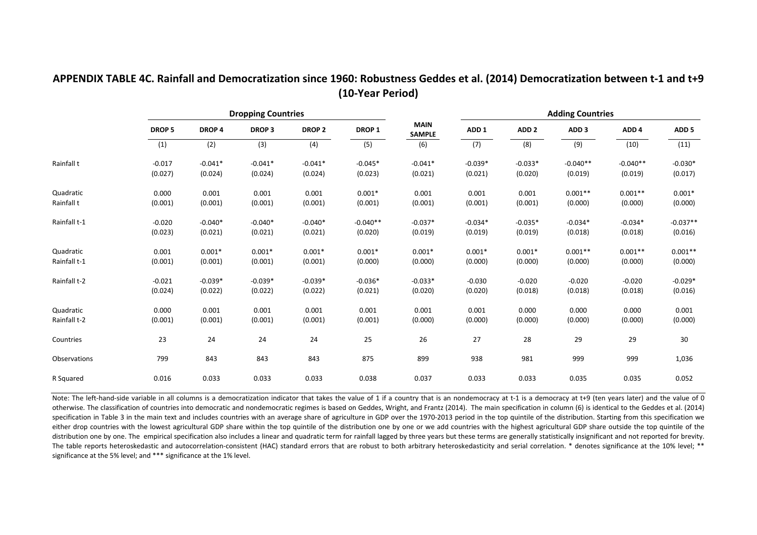## APPENDIX TABLE 4C. Rainfall and Democratization since 1960: Robustness Geddes et al. (2014) Democratization between t-1 and t+9 (10-Year Period)

| | Dropping Countries | | | | | MAIN SAMPLE | Adding Countries | | | | |
|---|---|---|---|---|---|---|---|---|---|---|---|
| | DROP 5 | DROP 4 | DROP 3 | DROP 2 | DROP 1 | | ADD 1 | ADD 2 | ADD 3 | ADD 4 | ADD 5 |
| | (1) | (2) | (3) | (4) | (5) | (6) | (7) | (8) | (9) | (10) | (11) |
| Rainfall t | -0.017 | -0.041* | -0.041* | -0.041* | -0.045* | -0.041* | -0.039* | -0.033* | -0.040** | -0.040** | -0.030* |
| | (0.027) | (0.024) | (0.024) | (0.024) | (0.023) | (0.021) | (0.021) | (0.020) | (0.019) | (0.019) | (0.017) |
| Quadratic Rainfall t | 0.000 | 0.001 | 0.001 | 0.001 | 0.001* | 0.001 | 0.001 | 0.001 | 0.001** | 0.001** | 0.001* |
| | (0.001) | (0.001) | (0.001) | (0.001) | (0.001) | (0.001) | (0.001) | (0.001) | (0.000) | (0.000) | (0.000) |
| Rainfall t-1 | -0.020 | -0.040* | -0.040* | -0.040* | -0.040** | -0.037* | -0.034* | -0.035* | -0.034* | -0.034* | -0.037** |
| | (0.023) | (0.021) | (0.021) | (0.021) | (0.020) | (0.019) | (0.019) | (0.019) | (0.018) | (0.018) | (0.016) |
| Quadratic Rainfall t-1 | 0.001 | 0.001* | 0.001* | 0.001* | 0.001* | 0.001* | 0.001* | 0.001* | 0.001** | 0.001** | 0.001** |
| | (0.001) | (0.001) | (0.001) | (0.001) | (0.000) | (0.000) | (0.000) | (0.000) | (0.000) | (0.000) | (0.000) |
| Rainfall t-2 | -0.021 | -0.039* | -0.039* | -0.039* | -0.036* | -0.033* | -0.030 | -0.020 | -0.020 | -0.020 | -0.029* |
| | (0.024) | (0.022) | (0.022) | (0.022) | (0.021) | (0.020) | (0.020) | (0.018) | (0.018) | (0.018) | (0.016) |
| Quadratic Rainfall t-2 | 0.000 | 0.001 | 0.001 | 0.001 | 0.001 | 0.001 | 0.001 | 0.000 | 0.000 | 0.000 | 0.001 |
| | (0.001) | (0.001) | (0.001) | (0.001) | (0.001) | (0.000) | (0.000) | (0.000) | (0.000) | (0.000) | (0.000) |
| Countries | 23 | 24 | 24 | 24 | 25 | 26 | 27 | 28 | 29 | 29 | 30 |
| Observations | 799 | 843 | 843 | 843 | 875 | 899 | 938 | 981 | 999 | 999 | 1,036 |
| R Squared | 0.016 | 0.033 | 0.033 | 0.033 | 0.038 | 0.037 | 0.033 | 0.033 | 0.035 | 0.035 | 0.052 |

Note: The left-hand-side variable in all columns is a democratization indicator that takes the value of 1 if a country that is an nondemocracy at t-1 is a democracy at t+9 (ten years later) and the value of 0 otherwise. The classification of countries into democratic and nondemocratic regimes is based on Geddes, Wright, and Frantz (2014). The main specification in column (6) is identical to the Geddes et al. (2014) specification in Table 3 in the main text and includes countries with an average share of agriculture in GDP over the 1970-2013 period in the top quintile of the distribution. Starting from this specification we either drop countries with the lowest agricultural GDP share within the top quintile of the distribution one by one or we add countries with the highest agricultural GDP share outside the top quintile of the distribution one by one. The empirical specification also includes a linear and quadratic term for rainfall lagged by three years but these terms are generally statistically insignificant and not reported for brevity. The table reports heteroskedastic and autocorrelation-consistent (HAC) standard errors that are robust to both arbitrary heteroskedasticity and serial correlation. * denotes significance at the 10% level; ** significance at the 5% level; and *** significance at the 1% level.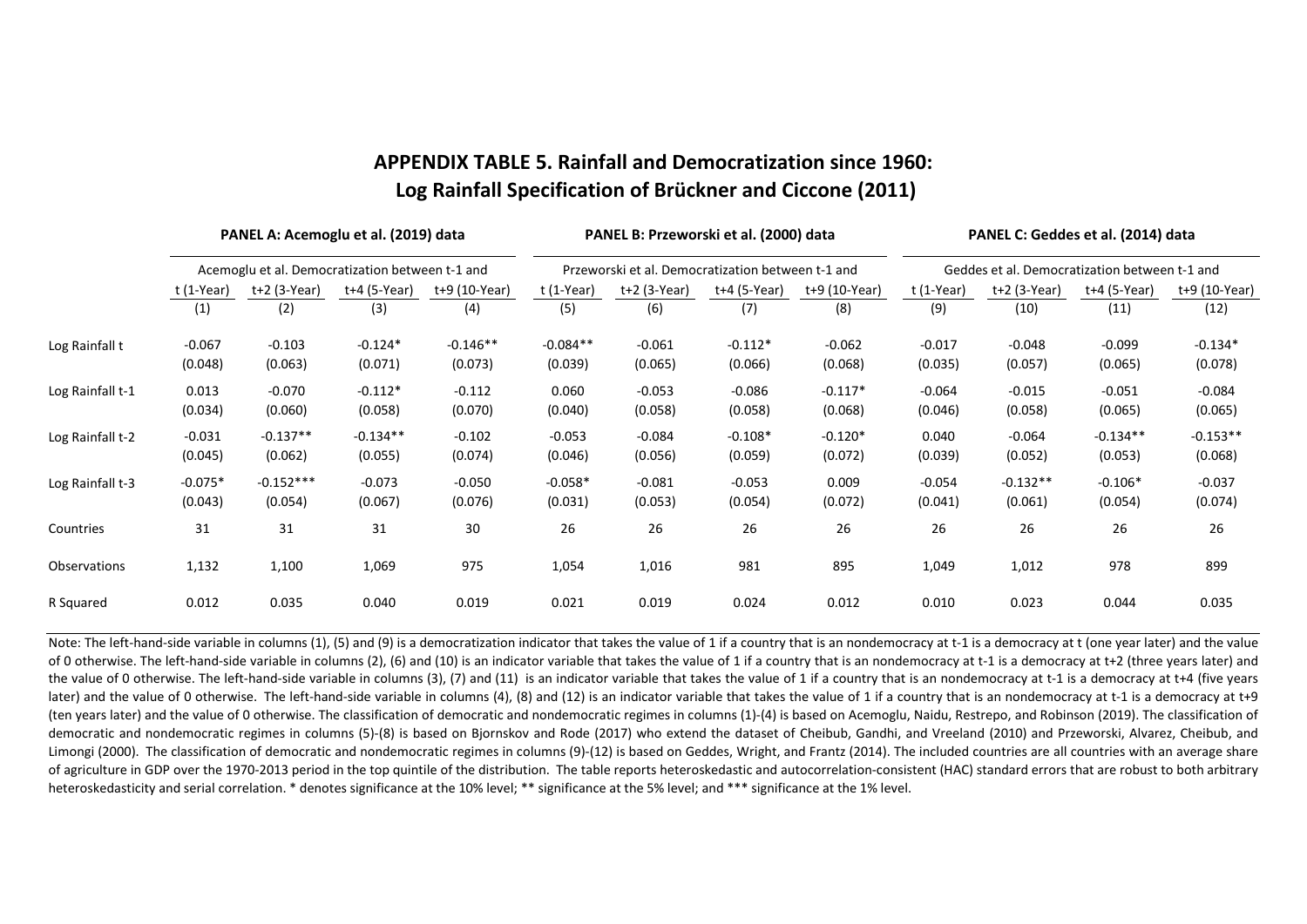# APPENDIX TABLE 5. Rainfall and Democratization since 1960: Log Rainfall Specification of Brückner and Ciccone (2011)

| | PANEL A: Acemoglu et al. (2019) data | | | | PANEL B: Przeworski et al. (2000) data | | | | PANEL C: Geddes et al. (2014) data | | | |
|---|---|---|---|---|---|---|---|---|---|---|---|---|
| | Acemoglu et al. Democratization between t-1 and | | | | Przeworski et al. Democratization between t-1 and | | | | Geddes et al. Democratization between t-1 and | | | |
| | t (1-Year) | t+2 (3-Year) | t+4 (5-Year) | t+9 (10-Year) | t (1-Year) | t+2 (3-Year) | t+4 (5-Year) | t+9 (10-Year) | t (1-Year) | t+2 (3-Year) | t+4 (5-Year) | t+9 (10-Year) |
| | (1) | (2) | (3) | (4) | (5) | (6) | (7) | (8) | (9) | (10) | (11) | (12) |
| Log Rainfall t | -0.067 | -0.103 | -0.124* | -0.146** | -0.084** | -0.061 | -0.112* | -0.062 | -0.017 | -0.048 | -0.099 | -0.134* |
| | (0.048) | (0.063) | (0.071) | (0.073) | (0.039) | (0.065) | (0.066) | (0.068) | (0.035) | (0.057) | (0.065) | (0.078) |
| Log Rainfall t-1 | 0.013 | -0.070 | -0.112* | -0.112 | 0.060 | -0.053 | -0.086 | -0.117* | -0.064 | -0.015 | -0.051 | -0.084 |
| | (0.034) | (0.060) | (0.058) | (0.070) | (0.040) | (0.058) | (0.058) | (0.068) | (0.046) | (0.058) | (0.065) | (0.065) |
| Log Rainfall t-2 | -0.031 | -0.137** | -0.134** | -0.102 | -0.053 | -0.084 | -0.108* | -0.120* | 0.040 | -0.064 | -0.134** | -0.153** |
| | (0.045) | (0.062) | (0.055) | (0.074) | (0.046) | (0.056) | (0.059) | (0.072) | (0.039) | (0.052) | (0.053) | (0.068) |
| Log Rainfall t-3 | -0.075* | -0.152*** | -0.073 | -0.050 | -0.058* | -0.081 | -0.053 | 0.009 | -0.054 | -0.132** | -0.106* | -0.037 |
| | (0.043) | (0.054) | (0.067) | (0.076) | (0.031) | (0.053) | (0.054) | (0.072) | (0.041) | (0.061) | (0.054) | (0.074) |
| Countries | 31 | 31 | 31 | 30 | 26 | 26 | 26 | 26 | 26 | 26 | 26 | 26 |
| Observations | 1,132 | 1,100 | 1,069 | 975 | 1,054 | 1,016 | 981 | 895 | 1,049 | 1,012 | 978 | 899 |
| R Squared | 0.012 | 0.035 | 0.040 | 0.019 | 0.021 | 0.019 | 0.024 | 0.012 | 0.010 | 0.023 | 0.044 | 0.035 |

Note: The left-hand-side variable in columns (1), (5) and (9) is a democratization indicator that takes the value of 1 if a country that is an nondemocracy at t-1 is a democracy at t (one year later) and the value of 0 otherwise. The left-hand-side variable in columns (2), (6) and (10) is an indicator variable that takes the value of 1 if a country that is an nondemocracy at t-1 is a democracy at t+2 (three years later) and the value of 0 otherwise. The left-hand-side variable in columns (3), (7) and (11) is an indicator variable that takes the value of 1 if a country that is an nondemocracy at t-1 is a democracy at t+4 (five years later) and the value of 0 otherwise. The left-hand-side variable in columns (4), (8) and (12) is an indicator variable that takes the value of 1 if a country that is an nondemocracy at t-1 is a democracy at t+9 (ten years later) and the value of 0 otherwise. The classification of democratic and nondemocratic regimes in columns (1)-(4) is based on Acemoglu, Naidu, Restrepo, and Robinson (2019). The classification of democratic and nondemocratic regimes in columns (5)-(8) is based on Bjornskov and Rode (2017) who extend the dataset of Cheibub, Gandhi, and Vreeland (2010) and Przeworski, Alvarez, Cheibub, and Limongi (2000). The classification of democratic and nondemocratic regimes in columns (9)-(12) is based on Geddes, Wright, and Frantz (2014). The included countries are all countries with an average share of agriculture in GDP over the 1970-2013 period in the top quintile of the distribution. The table reports heteroskedastic and autocorrelation-consistent (HAC) standard errors that are robust to both arbitrary heteroskedasticity and serial correlation. * denotes significance at the 10% level; ** significance at the 5% level; and *** significance at the 1% level.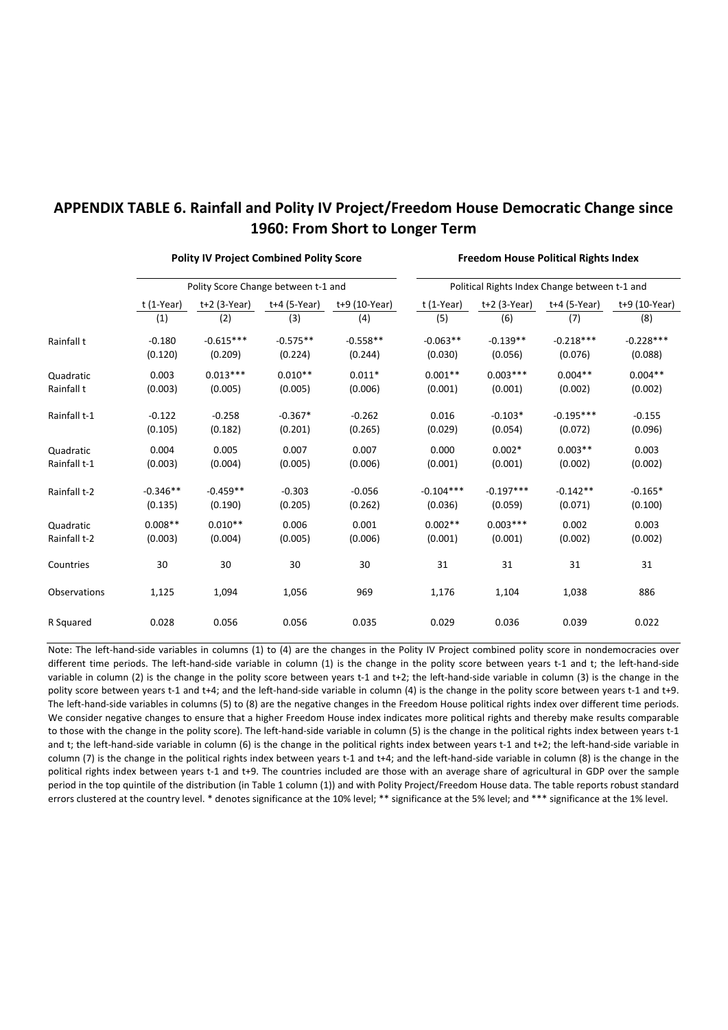## APPENDIX TABLE 6. Rainfall and Polity IV Project/Freedom House Democratic Change since 1960: From Short to Longer Term

| | Polity IV Project Combined Polity Score | | | | Freedom House Political Rights Index | | | |
|---|---|---|---|---|---|---|---|---|
| | Polity Score Change between t-1 and | | | | Political Rights Index Change between t-1 and | | | |
| | t (1-Year) | t+2 (3-Year) | t+4 (5-Year) | t+9 (10-Year) | t (1-Year) | t+2 (3-Year) | t+4 (5-Year) | t+9 (10-Year) |
| | (1) | (2) | (3) | (4) | (5) | (6) | (7) | (8) |
| Rainfall t | -0.180 | -0.615*** | -0.575** | -0.558** | -0.063** | -0.139** | -0.218*** | -0.228*** |
| | (0.120) | (0.209) | (0.224) | (0.244) | (0.030) | (0.056) | (0.076) | (0.088) |
| Quadratic Rainfall t | 0.003 | 0.013*** | 0.010** | 0.011* | 0.001** | 0.003*** | 0.004** | 0.004** |
| | (0.003) | (0.005) | (0.005) | (0.006) | (0.001) | (0.001) | (0.002) | (0.002) |
| Rainfall t-1 | -0.122 | -0.258 | -0.367* | -0.262 | 0.016 | -0.103* | -0.195*** | -0.155 |
| | (0.105) | (0.182) | (0.201) | (0.265) | (0.029) | (0.054) | (0.072) | (0.096) |
| Quadratic Rainfall t-1 | 0.004 | 0.005 | 0.007 | 0.007 | 0.000 | 0.002* | 0.003** | 0.003 |
| | (0.003) | (0.004) | (0.005) | (0.006) | (0.001) | (0.001) | (0.002) | (0.002) |
| Rainfall t-2 | -0.346** | -0.459** | -0.303 | -0.056 | -0.104*** | -0.197*** | -0.142** | -0.165* |
| | (0.135) | (0.190) | (0.205) | (0.262) | (0.036) | (0.059) | (0.071) | (0.100) |
| Quadratic Rainfall t-2 | 0.008** | 0.010** | 0.006 | 0.001 | 0.002** | 0.003*** | 0.002 | 0.003 |
| | (0.003) | (0.004) | (0.005) | (0.006) | (0.001) | (0.001) | (0.002) | (0.002) |
| Countries | 30 | 30 | 30 | 30 | 31 | 31 | 31 | 31 |
| Observations | 1,125 | 1,094 | 1,056 | 969 | 1,176 | 1,104 | 1,038 | 886 |
| R Squared | 0.028 | 0.056 | 0.056 | 0.035 | 0.029 | 0.036 | 0.039 | 0.022 |

Note: The left-hand-side variables in columns (1) to (4) are the changes in the Polity IV Project combined polity score in nondemocracies over different time periods. The left-hand-side variable in column (1) is the change in the polity score between years t-1 and t; the left-hand-side variable in column (2) is the change in the polity score between years t-1 and t+2; the left-hand-side variable in column (3) is the change in the polity score between years t-1 and t+4; and the left-hand-side variable in column (4) is the change in the polity score between years t-1 and t+9. The left-hand-side variables in columns (5) to (8) are the negative changes in the Freedom House political rights index over different time periods. We consider negative changes to ensure that a higher Freedom House index indicates more political rights and thereby make results comparable to those with the change in the polity score). The left-hand-side variable in column (5) is the change in the political rights index between years t-1 and t; the left-hand-side variable in column (6) is the change in the political rights index between years t-1 and t+2; the left-hand-side variable in column (7) is the change in the political rights index between years t-1 and t+4; and the left-hand-side variable in column (8) is the change in the political rights index between years t-1 and t+9. The countries included are those with an average share of agricultural in GDP over the sample period in the top quintile of the distribution (in Table 1 column (1)) and with Polity Project/Freedom House data. The table reports robust standard errors clustered at the country level. * denotes significance at the 10% level; ** significance at the 5% level; and *** significance at the 1% level.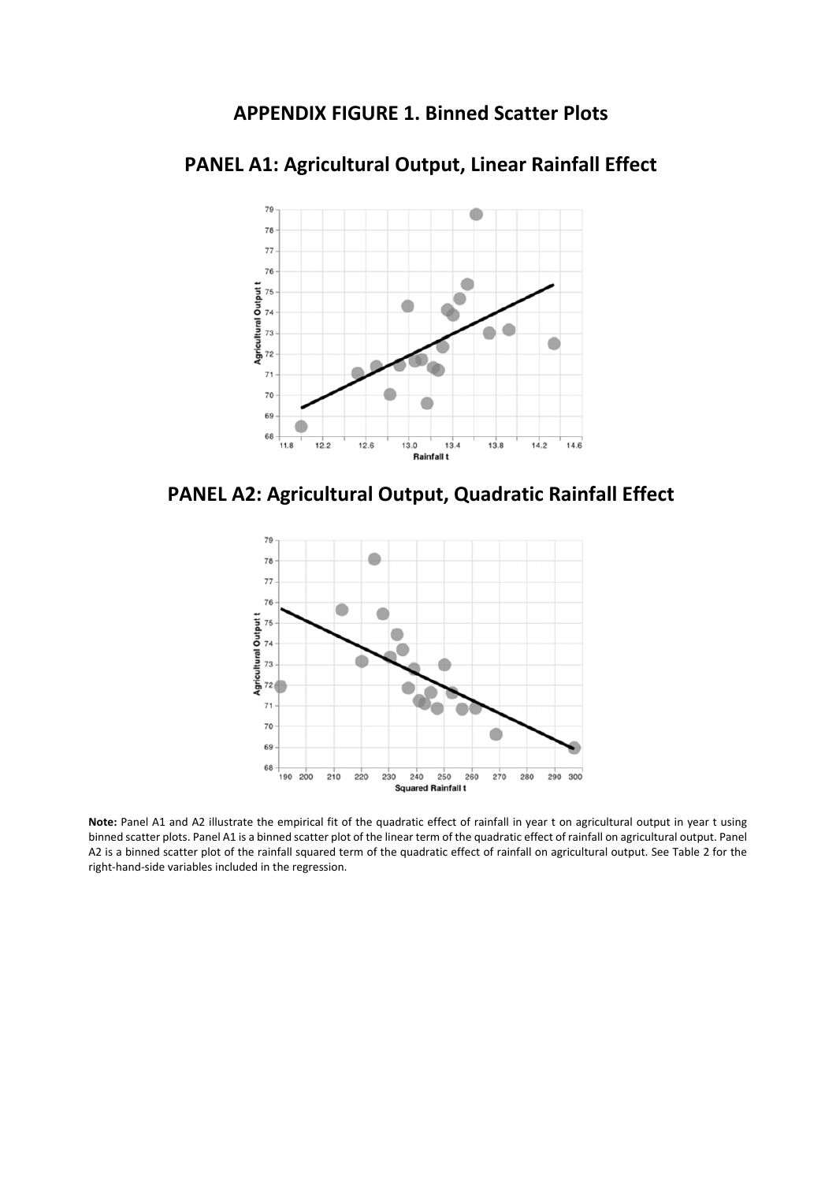## APPENDIX FIGURE 1. Binned Scatter Plots

### PANEL A1: Agricultural Output, Linear Rainfall Effect

### PANEL A2: Agricultural Output, Quadratic Rainfall Effect

**Note:** Panel A1 and A2 illustrate the empirical fit of the quadratic effect of rainfall in year t on agricultural output in year t using binned scatter plots. Panel A1 is a binned scatter plot of the linear term of the quadratic effect of rainfall on agricultural output. Panel A2 is a binned scatter plot of the rainfall squared term of the quadratic effect of rainfall on agricultural output. See Table 2 for the right-hand-side variables included in the regression.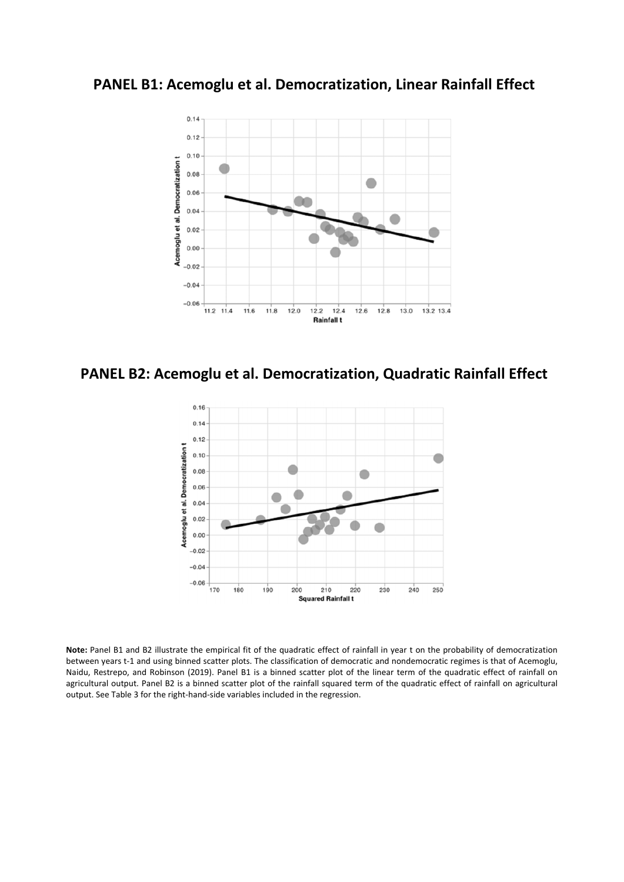## PANEL B1: Acemoglu et al. Democratization, Linear Rainfall Effect

## PANEL B2: Acemoglu et al. Democratization, Quadratic Rainfall Effect

**Note:** Panel B1 and B2 illustrate the empirical fit of the quadratic effect of rainfall in year t on the probability of democratization between years t-1 and using binned scatter plots. The classification of democratic and nondemocratic regimes is that of Acemoglu, Naidu, Restrepo, and Robinson (2019). Panel B1 is a binned scatter plot of the linear term of the quadratic effect of rainfall on agricultural output. Panel B2 is a binned scatter plot of the rainfall squared term of the quadratic effect of rainfall on agricultural output. See Table 3 for the right-hand-side variables included in the regression.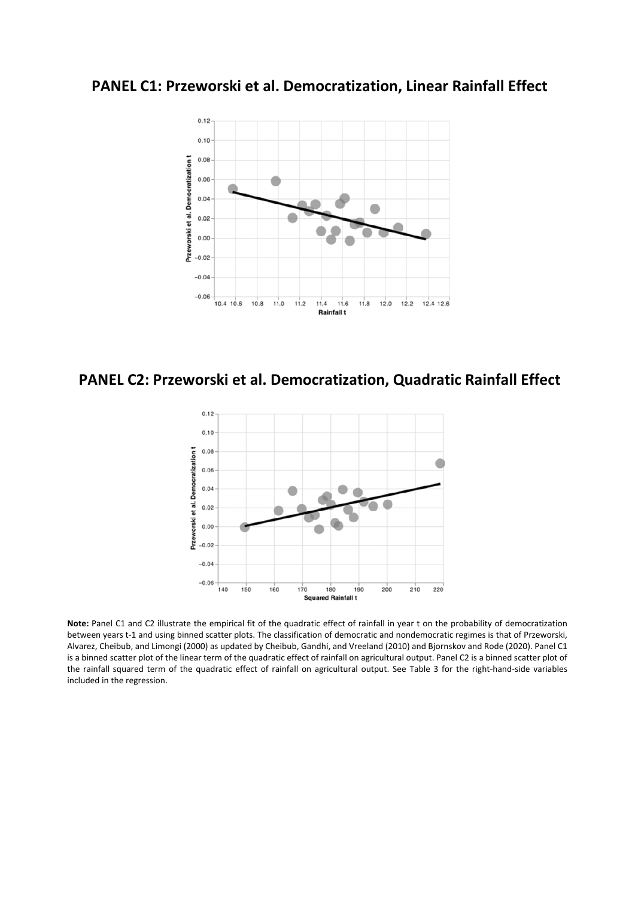**PANEL C1: Przeworski et al. Democratization, Linear Rainfall Effect**

**PANEL C2: Przeworski et al. Democratization, Quadratic Rainfall Effect**

**Note:** Panel C1 and C2 illustrate the empirical fit of the quadratic effect of rainfall in year t on the probability of democratization between years t-1 and using binned scatter plots. The classification of democratic and nondemocratic regimes is that of Przeworski, Alvarez, Cheibub, and Limongi (2000) as updated by Cheibub, Gandhi, and Vreeland (2010) and Bjornskov and Rode (2020). Panel C1 is a binned scatter plot of the linear term of the quadratic effect of rainfall on agricultural output. Panel C2 is a binned scatter plot of the rainfall squared term of the quadratic effect of rainfall on agricultural output. See Table 3 for the right-hand-side variables included in the regression.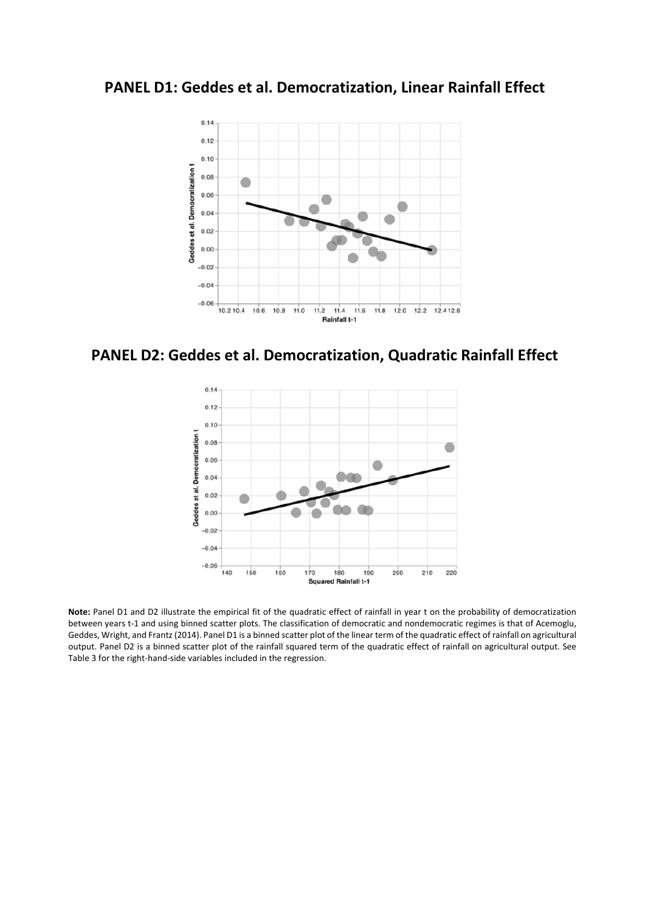## PANEL D1: Geddes et al. Democratization, Linear Rainfall Effect

## PANEL D2: Geddes et al. Democratization, Quadratic Rainfall Effect

**Note:** Panel D1 and D2 illustrate the empirical fit of the quadratic effect of rainfall in year t on the probability of democratization between years t-1 and using binned scatter plots. The classification of democratic and nondemocratic regimes is that of Acemoglu, Geddes, Wright, and Frantz (2014). Panel D1 is a binned scatter plot of the linear term of the quadratic effect of rainfall on agricultural output. Panel D2 is a binned scatter plot of the rainfall squared term of the quadratic effect of rainfall on agricultural output. See Table 3 for the right-hand-side variables included in the regression.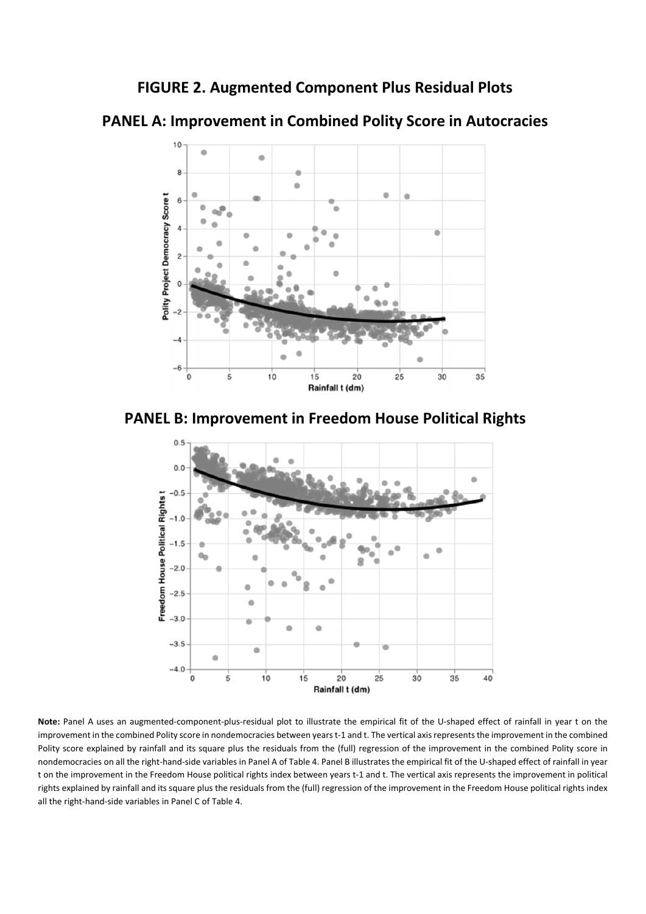# FIGURE 2. Augmented Component Plus Residual Plots

## PANEL A: Improvement in Combined Polity Score in Autocracies

Polity Project Democracy Score t

10
8
6
4
2
0
-2
-4
-6

0 5 10 15 20 25 30 35

Rainfall t (dm)

## PANEL B: Improvement in Freedom House Political Rights

Freedom House Political Rights t

0.5
0.0
-0.5
-1.0
-1.5
-2.0
-2.5
-3.0
-3.5
-4.0

0 5 10 15 20 25 30 35 40

Rainfall t (dm)

**Note:** Panel A uses an augmented-component-plus-residual plot to illustrate the empirical fit of the U-shaped effect of rainfall in year t on the improvement in the combined Polity score in nondemocracies between years t-1 and t. The vertical axis represents the improvement in the combined Polity score explained by rainfall and its square plus the residuals from the (full) regression of the improvement in the combined Polity score in nondemocracies on all the right-hand-side variables in Panel A of Table 4. Panel B illustrates the empirical fit of the U-shaped effect of rainfall in year t on the improvement in the Freedom House political rights index between years t-1 and t. The vertical axis represents the improvement in political rights explained by rainfall and its square plus the residuals from the (full) regression of the improvement in the Freedom House political rights index all the right-hand-side variables in Panel C of Table 4.